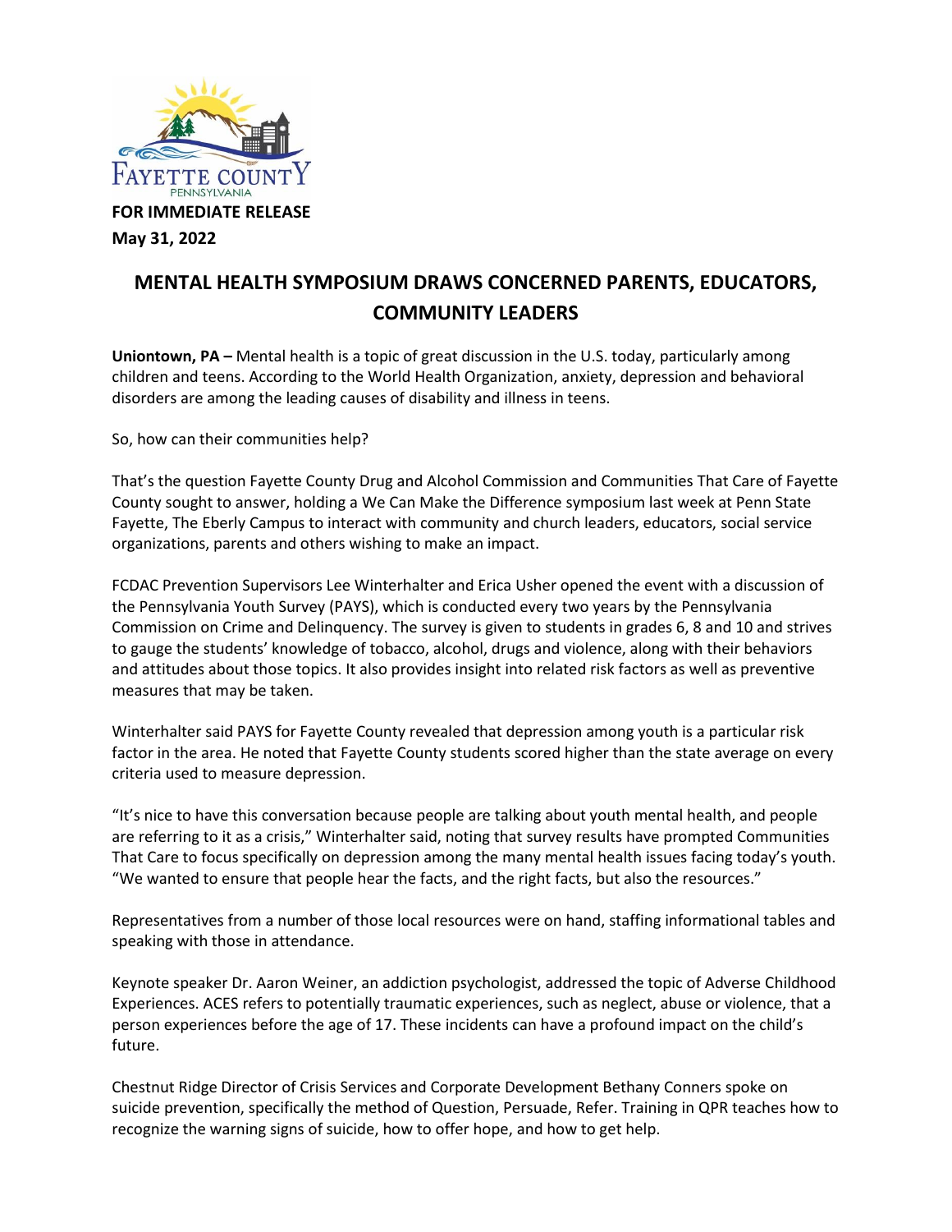FAYETTE COUNTY
PENNSYLVANIA

**FOR IMMEDIATE RELEASE**
**May 31, 2022**

# MENTAL HEALTH SYMPOSIUM DRAWS CONCERNED PARENTS, EDUCATORS, COMMUNITY LEADERS

**Uniontown, PA –** Mental health is a topic of great discussion in the U.S. today, particularly among children and teens. According to the World Health Organization, anxiety, depression and behavioral disorders are among the leading causes of disability and illness in teens.

So, how can their communities help?

That's the question Fayette County Drug and Alcohol Commission and Communities That Care of Fayette County sought to answer, holding a We Can Make the Difference symposium last week at Penn State Fayette, The Eberly Campus to interact with community and church leaders, educators, social service organizations, parents and others wishing to make an impact.

FCDAC Prevention Supervisors Lee Winterhalter and Erica Usher opened the event with a discussion of the Pennsylvania Youth Survey (PAYS), which is conducted every two years by the Pennsylvania Commission on Crime and Delinquency. The survey is given to students in grades 6, 8 and 10 and strives to gauge the students' knowledge of tobacco, alcohol, drugs and violence, along with their behaviors and attitudes about those topics. It also provides insight into related risk factors as well as preventive measures that may be taken.

Winterhalter said PAYS for Fayette County revealed that depression among youth is a particular risk factor in the area. He noted that Fayette County students scored higher than the state average on every criteria used to measure depression.

"It's nice to have this conversation because people are talking about youth mental health, and people are referring to it as a crisis," Winterhalter said, noting that survey results have prompted Communities That Care to focus specifically on depression among the many mental health issues facing today's youth. "We wanted to ensure that people hear the facts, and the right facts, but also the resources."

Representatives from a number of those local resources were on hand, staffing informational tables and speaking with those in attendance.

Keynote speaker Dr. Aaron Weiner, an addiction psychologist, addressed the topic of Adverse Childhood Experiences. ACES refers to potentially traumatic experiences, such as neglect, abuse or violence, that a person experiences before the age of 17. These incidents can have a profound impact on the child's future.

Chestnut Ridge Director of Crisis Services and Corporate Development Bethany Conners spoke on suicide prevention, specifically the method of Question, Persuade, Refer. Training in QPR teaches how to recognize the warning signs of suicide, how to offer hope, and how to get help.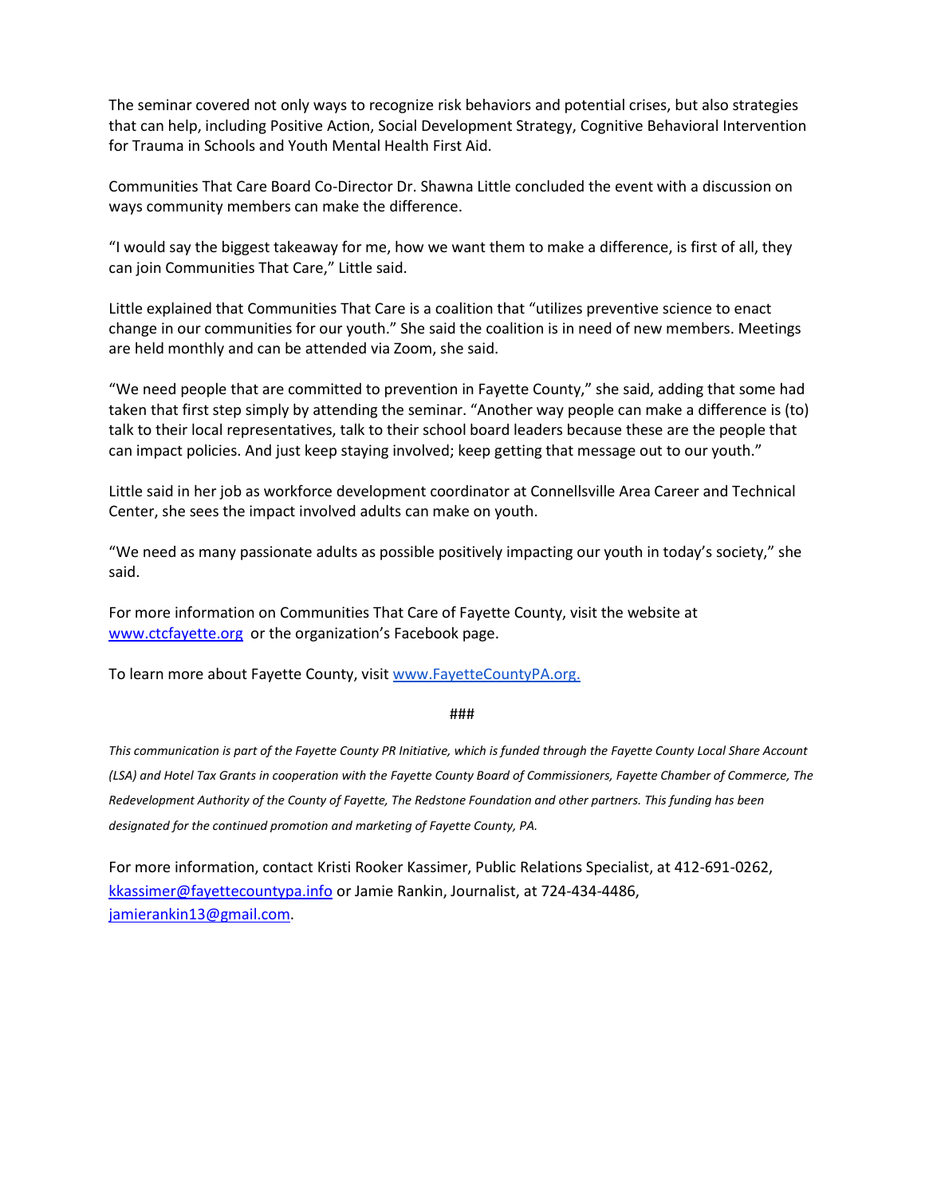The seminar covered not only ways to recognize risk behaviors and potential crises, but also strategies that can help, including Positive Action, Social Development Strategy, Cognitive Behavioral Intervention for Trauma in Schools and Youth Mental Health First Aid.

Communities That Care Board Co-Director Dr. Shawna Little concluded the event with a discussion on ways community members can make the difference.

"I would say the biggest takeaway for me, how we want them to make a difference, is first of all, they can join Communities That Care," Little said.

Little explained that Communities That Care is a coalition that "utilizes preventive science to enact change in our communities for our youth." She said the coalition is in need of new members. Meetings are held monthly and can be attended via Zoom, she said.

"We need people that are committed to prevention in Fayette County," she said, adding that some had taken that first step simply by attending the seminar. "Another way people can make a difference is (to) talk to their local representatives, talk to their school board leaders because these are the people that can impact policies. And just keep staying involved; keep getting that message out to our youth."

Little said in her job as workforce development coordinator at Connellsville Area Career and Technical Center, she sees the impact involved adults can make on youth.

"We need as many passionate adults as possible positively impacting our youth in today's society," she said.

For more information on Communities That Care of Fayette County, visit the website at [www.ctcfayette.org](www.ctcfayette.org) or the organization's Facebook page.

To learn more about Fayette County, visit [www.FayetteCountyPA.org.](www.FayetteCountyPA.org)

###

*This communication is part of the Fayette County PR Initiative, which is funded through the Fayette County Local Share Account (LSA) and Hotel Tax Grants in cooperation with the Fayette County Board of Commissioners, Fayette Chamber of Commerce, The Redevelopment Authority of the County of Fayette, The Redstone Foundation and other partners. This funding has been designated for the continued promotion and marketing of Fayette County, PA.*

For more information, contact Kristi Rooker Kassimer, Public Relations Specialist, at 412-691-0262, [kkassimer@fayettecountypa.info](mailto:kkassimer@fayettecountypa.info) or Jamie Rankin, Journalist, at 724-434-4486, [jamierankin13@gmail.com](mailto:jamierankin13@gmail.com).